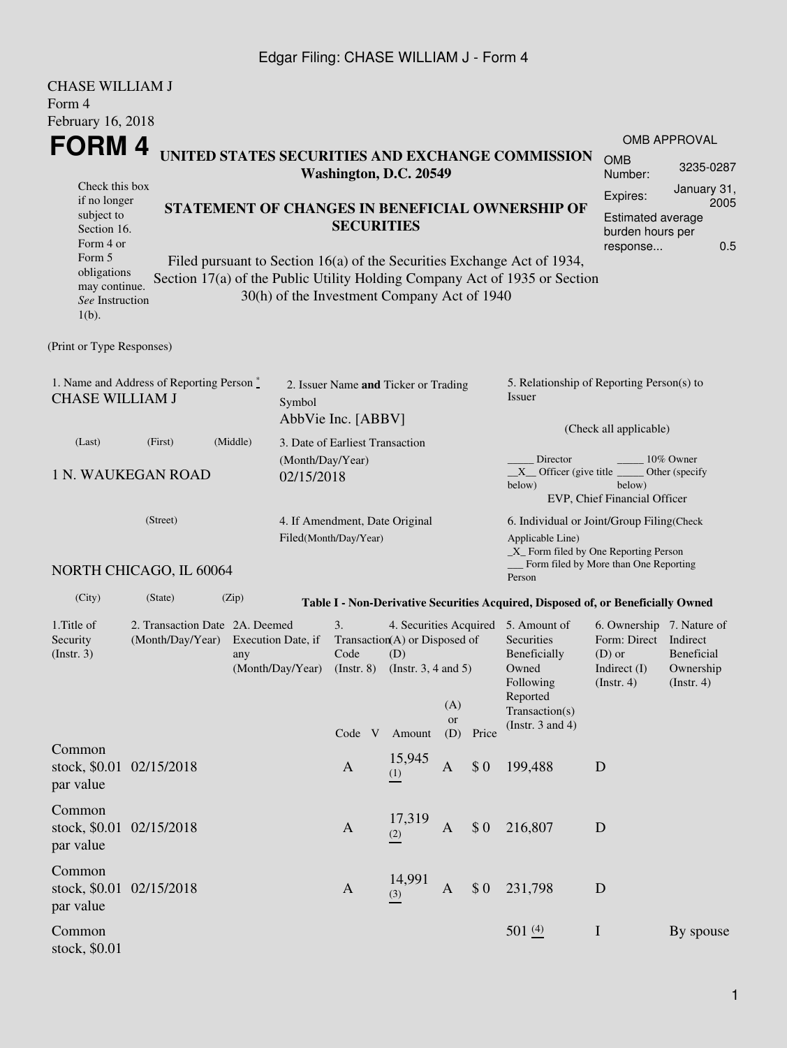CHASE WILLIAM J
Form 4
February 16, 2018

# FORM 4

**UNITED STATES SECURITIES AND EXCHANGE COMMISSION**
**Washington, D.C. 20549**

| OMB APPROVAL | |
|---|---|
| OMB Number: | 3235-0287 |
| Expires: | January 31, 2005 |
| Estimated average burden hours per response... | 0.5 |

Check this box if no longer subject to Section 16. Form 4 or Form 5 obligations may continue. *See* Instruction 1(b).

**STATEMENT OF CHANGES IN BENEFICIAL OWNERSHIP OF SECURITIES**

Filed pursuant to Section 16(a) of the Securities Exchange Act of 1934, Section 17(a) of the Public Utility Holding Company Act of 1935 or Section 30(h) of the Investment Company Act of 1940

(Print or Type Responses)

1. Name and Address of Reporting Person *
CHASE WILLIAM J

(Last) (First) (Middle)

1 N. WAUKEGAN ROAD

(Street)

NORTH CHICAGO, IL 60064

(City) (State) (Zip)

2. Issuer Name **and** Ticker or Trading Symbol
AbbVie Inc. [ABBV]

3. Date of Earliest Transaction (Month/Day/Year)
02/15/2018

4. If Amendment, Date Original Filed(Month/Day/Year)

5. Relationship of Reporting Person(s) to Issuer

(Check all applicable)

_____ Director _____ 10% Owner
__X__ Officer (give title below) _____ Other (specify below)
EVP, Chief Financial Officer

6. Individual or Joint/Group Filing(Check Applicable Line)
_X_ Form filed by One Reporting Person
___ Form filed by More than One Reporting Person

**Table I - Non-Derivative Securities Acquired, Disposed of, or Beneficially Owned**

| 1.Title of Security (Instr. 3) | 2. Transaction Date (Month/Day/Year) | 2A. Deemed Execution Date, if any (Month/Day/Year) | 3. Transaction Code (Instr. 8) | | 4. Securities Acquired (A) or Disposed of (D) (Instr. 3, 4 and 5) | | | 5. Amount of Securities Beneficially Owned Following Reported Transaction(s) (Instr. 3 and 4) | 6. Ownership Form: Direct (D) or Indirect (I) (Instr. 4) | 7. Nature of Indirect Beneficial Ownership (Instr. 4) |
|---|---|---|---|---|---|---|---|---|---|---|
| | | | Code | V | Amount | (A) or (D) | Price | | | |
| Common stock, $0.01 par value | 02/15/2018 | | A | | 15,945 (1) | A | $ 0 | 199,488 | D | |
| Common stock, $0.01 par value | 02/15/2018 | | A | | 17,319 (2) | A | $ 0 | 216,807 | D | |
| Common stock, $0.01 par value | 02/15/2018 | | A | | 14,991 (3) | A | $ 0 | 231,798 | D | |
| Common stock, $0.01 | | | | | | | | 501 (4) | I | By spouse |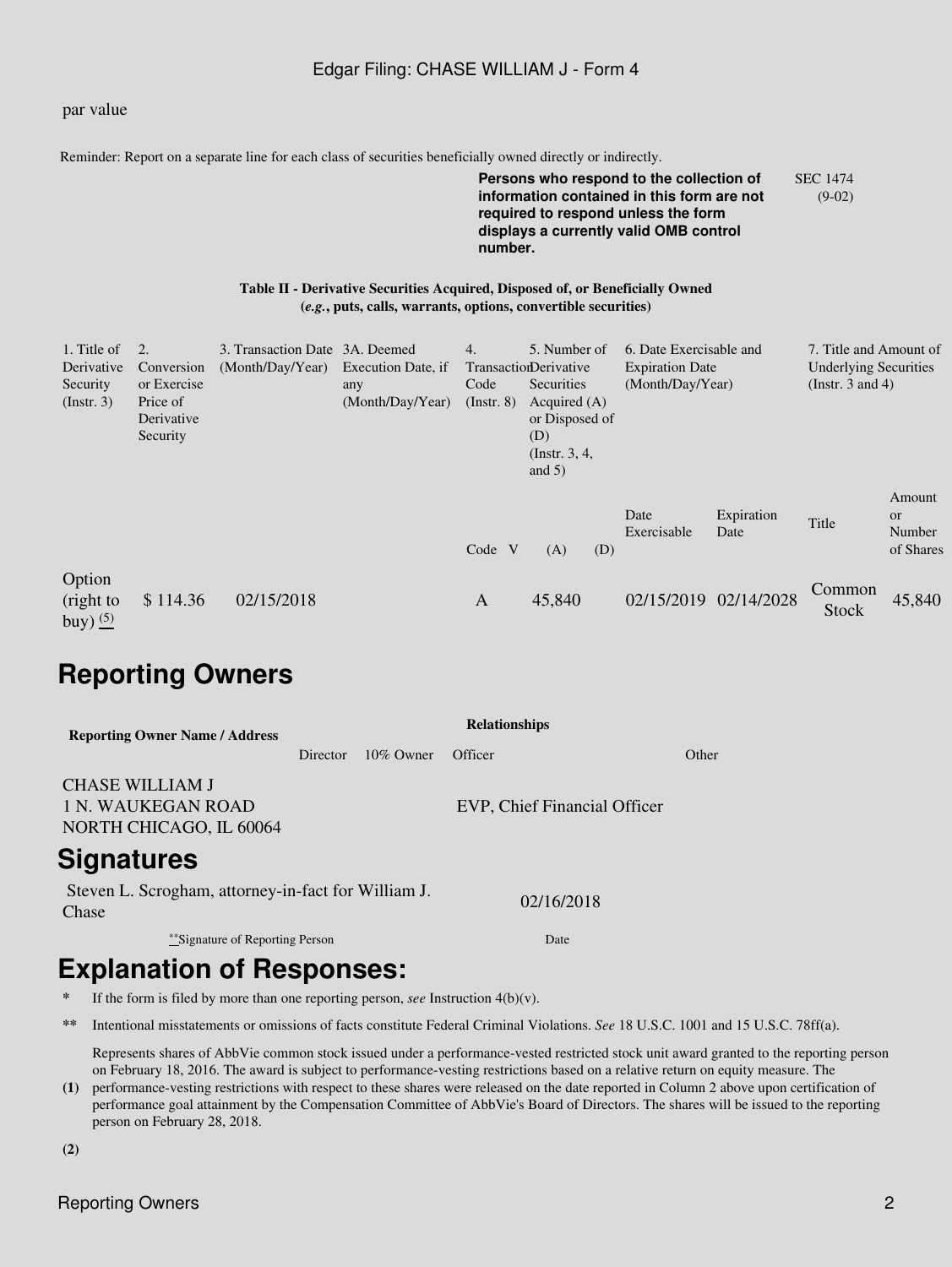par value

Reminder: Report on a separate line for each class of securities beneficially owned directly or indirectly.

**Persons who respond to the collection of information contained in this form are not required to respond unless the form displays a currently valid OMB control number.**

SEC 1474 (9-02)

**Table II - Derivative Securities Acquired, Disposed of, or Beneficially Owned**
**(*e.g.*, puts, calls, warrants, options, convertible securities)**

| 1. Title of Derivative Security (Instr. 3) | 2. Conversion or Exercise Price of Derivative Security | 3. Transaction Date (Month/Day/Year) | 3A. Deemed Execution Date, if any (Month/Day/Year) | 4. Transaction Code (Instr. 8) | | 5. Number of Derivative Securities Acquired (A) or Disposed of (D) (Instr. 3, 4, and 5) | | 6. Date Exercisable and Expiration Date (Month/Day/Year) | | 7. Title and Amount of Underlying Securities (Instr. 3 and 4) | |
|---|---|---|---|---|---|---|---|---|---|---|---|
| | | | | Code | V | (A) | (D) | Date Exercisable | Expiration Date | Title | Amount or Number of Shares |
| Option (right to buy) (5) | $ 114.36 | 02/15/2018 | | A | | 45,840 | | 02/15/2019 | 02/14/2028 | Common Stock | 45,840 |

## Reporting Owners

| Reporting Owner Name / Address | Relationships | | | |
|---|---|---|---|---|
| | Director | 10% Owner | Officer | Other |
| CHASE WILLIAM J<br>1 N. WAUKEGAN ROAD<br>NORTH CHICAGO, IL 60064 | | | EVP, Chief Financial Officer | |

## Signatures

| Steven L. Scrogham, attorney-in-fact for William J. Chase | 02/16/2018 |
|---|---|
| **Signature of Reporting Person | Date |

## Explanation of Responses:

\* If the form is filed by more than one reporting person, *see* Instruction 4(b)(v).

\** Intentional misstatements or omissions of facts constitute Federal Criminal Violations. *See* 18 U.S.C. 1001 and 15 U.S.C. 78ff(a).

**(1)** Represents shares of AbbVie common stock issued under a performance-vested restricted stock unit award granted to the reporting person on February 18, 2016. The award is subject to performance-vesting restrictions based on a relative return on equity measure. The performance-vesting restrictions with respect to these shares were released on the date reported in Column 2 above upon certification of performance goal attainment by the Compensation Committee of AbbVie's Board of Directors. The shares will be issued to the reporting person on February 28, 2018.

**(2)**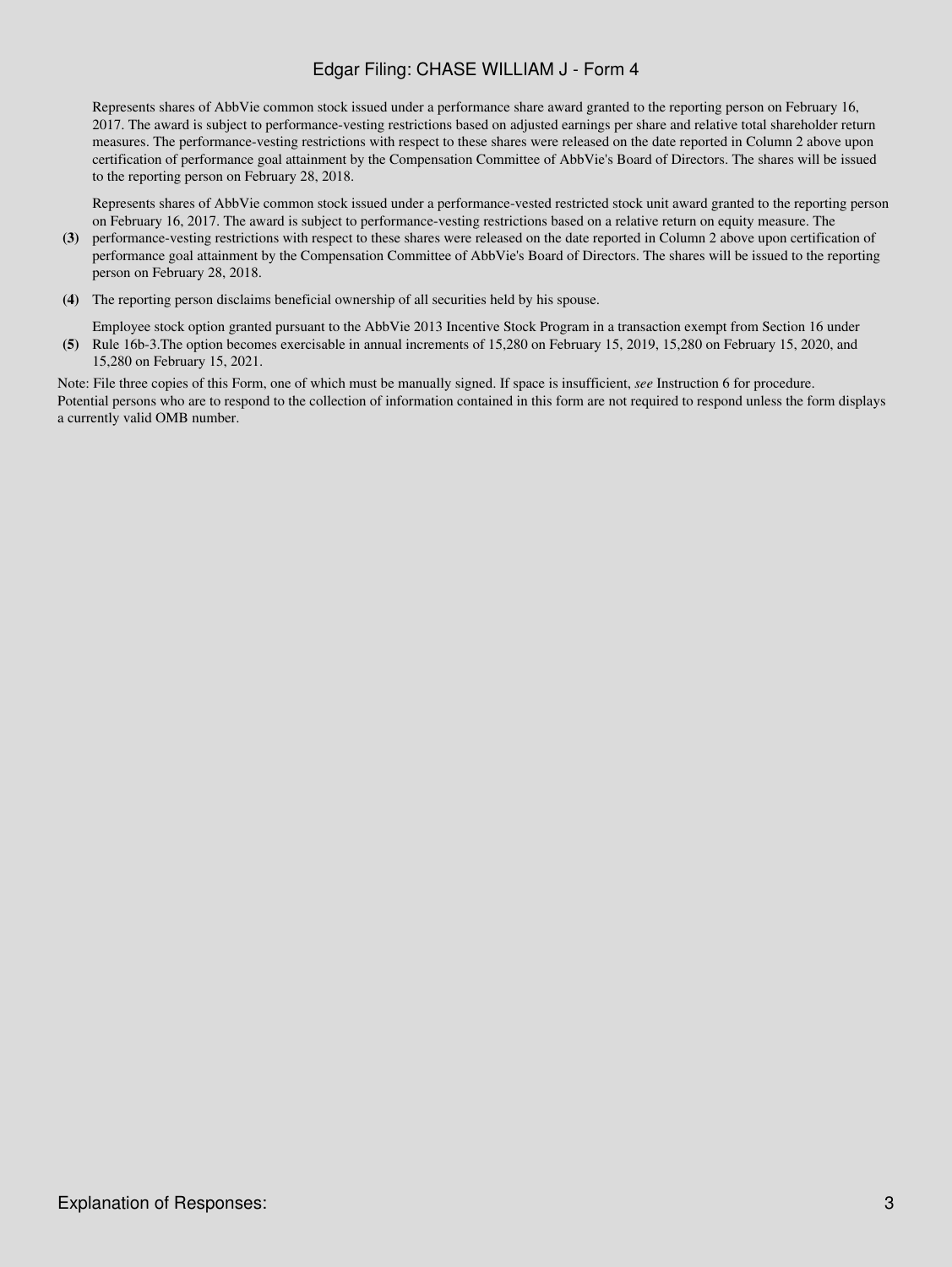Represents shares of AbbVie common stock issued under a performance share award granted to the reporting person on February 16, 2017. The award is subject to performance-vesting restrictions based on adjusted earnings per share and relative total shareholder return measures. The performance-vesting restrictions with respect to these shares were released on the date reported in Column 2 above upon certification of performance goal attainment by the Compensation Committee of AbbVie's Board of Directors. The shares will be issued to the reporting person on February 28, 2018.

**(3)** Represents shares of AbbVie common stock issued under a performance-vested restricted stock unit award granted to the reporting person on February 16, 2017. The award is subject to performance-vesting restrictions based on a relative return on equity measure. The performance-vesting restrictions with respect to these shares were released on the date reported in Column 2 above upon certification of performance goal attainment by the Compensation Committee of AbbVie's Board of Directors. The shares will be issued to the reporting person on February 28, 2018.

**(4)** The reporting person disclaims beneficial ownership of all securities held by his spouse.

**(5)** Employee stock option granted pursuant to the AbbVie 2013 Incentive Stock Program in a transaction exempt from Section 16 under Rule 16b-3.The option becomes exercisable in annual increments of 15,280 on February 15, 2019, 15,280 on February 15, 2020, and 15,280 on February 15, 2021.

Note: File three copies of this Form, one of which must be manually signed. If space is insufficient, *see* Instruction 6 for procedure.
Potential persons who are to respond to the collection of information contained in this form are not required to respond unless the form displays a currently valid OMB number.